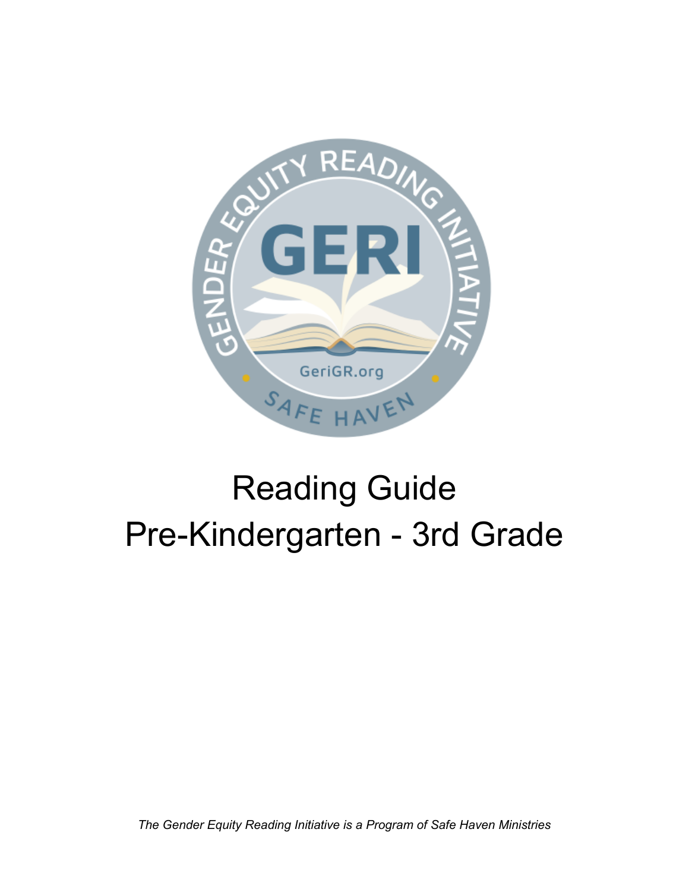GENDER EQUITY READING INITIATIVE

GERI

GeriGR.org

SAFE HAVEN

# Reading Guide
# Pre-Kindergarten - 3rd Grade

*The Gender Equity Reading Initiative is a Program of Safe Haven Ministries*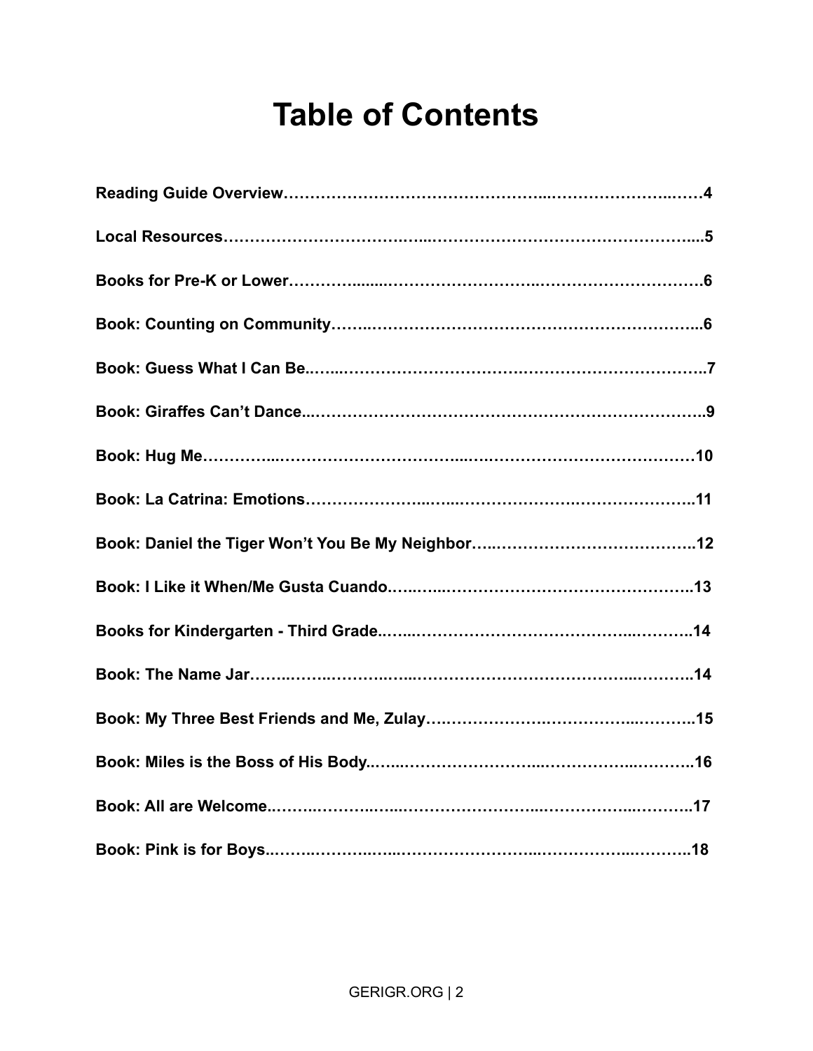# Table of Contents

**Reading Guide Overview……………………………………...…………………..……4**

**Local Resources……………………….....……………………………………………....5**

**Books for Pre-K or Lower……….......……………………..……………………….6**

**Book: Counting on Community…….…………………………………………………...6**

**Book: Guess What I Can Be..…...…………………….……………………………..7**

**Book: Giraffes Can't Dance...…………………………………………………………..9**

**Book: Hug Me…………...……………………………....….……………………………10**

**Book: La Catrina: Emotions…………………..…...……………….…………………..11**

**Book: Daniel the Tiger Won't You Be My Neighbor…..…………………………………..12**

**Book: I Like it When/Me Gusta Cuando…..…...………………………………………..13**

**Books for Kindergarten - Third Grade..…...……………………………...………..14**

**Book: The Name Jar……..……..………..…...……………………………...………..14**

**Book: My Three Best Friends and Me, Zulay….……………….…………...………..15**

**Book: Miles is the Boss of His Body..…....……………………...……………...………..16**

**Book: All are Welcome..……..………..…...………………………...…………...………..17**

**Book: Pink is for Boys..……..………..…...……………………...…………...………..18**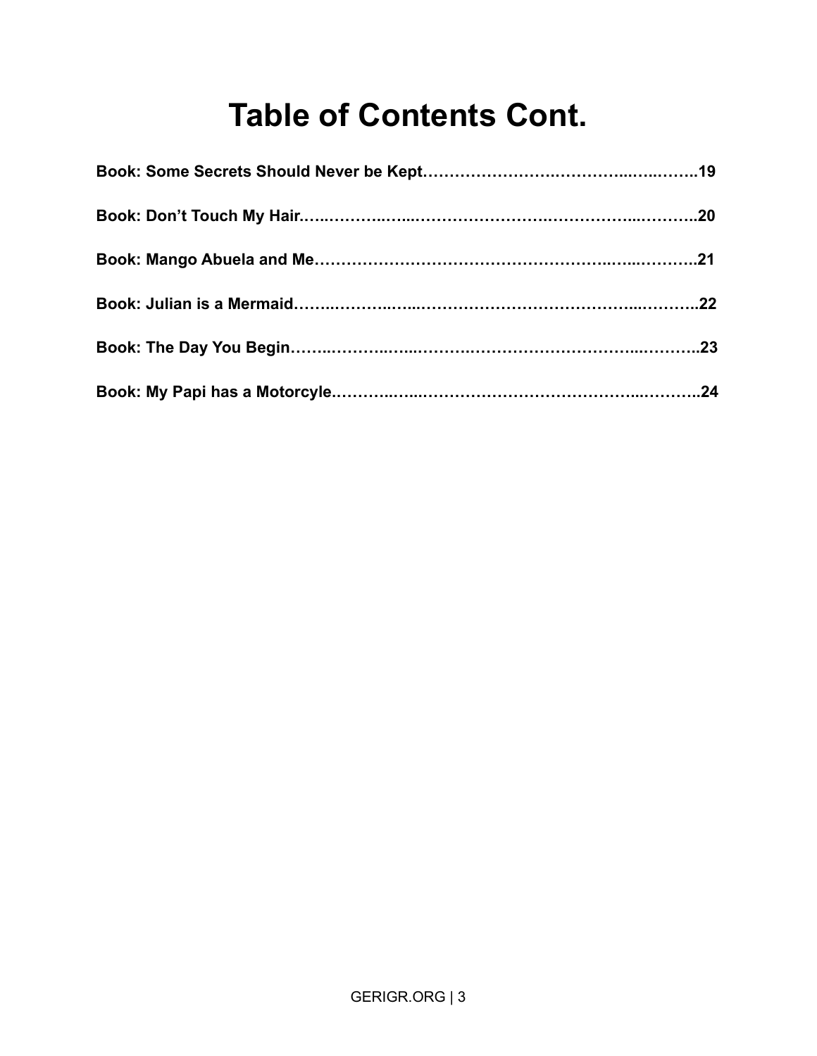# Table of Contents Cont.

**Book: Some Secrets Should Never be Kept……………………..…………..…...……..19**

**Book: Don't Touch My Hair.…...………..…...…………………….……………...………..20**

**Book: Mango Abuela and Me…………………………………………….…...………..21**

**Book: Julian is a Mermaid……..………..…...…………………………………...………..22**

**Book: The Day You Begin……...………..…...……….……………………………...………..23**

**Book: My Papi has a Motorcyle.………..…...…………………………………...………..24**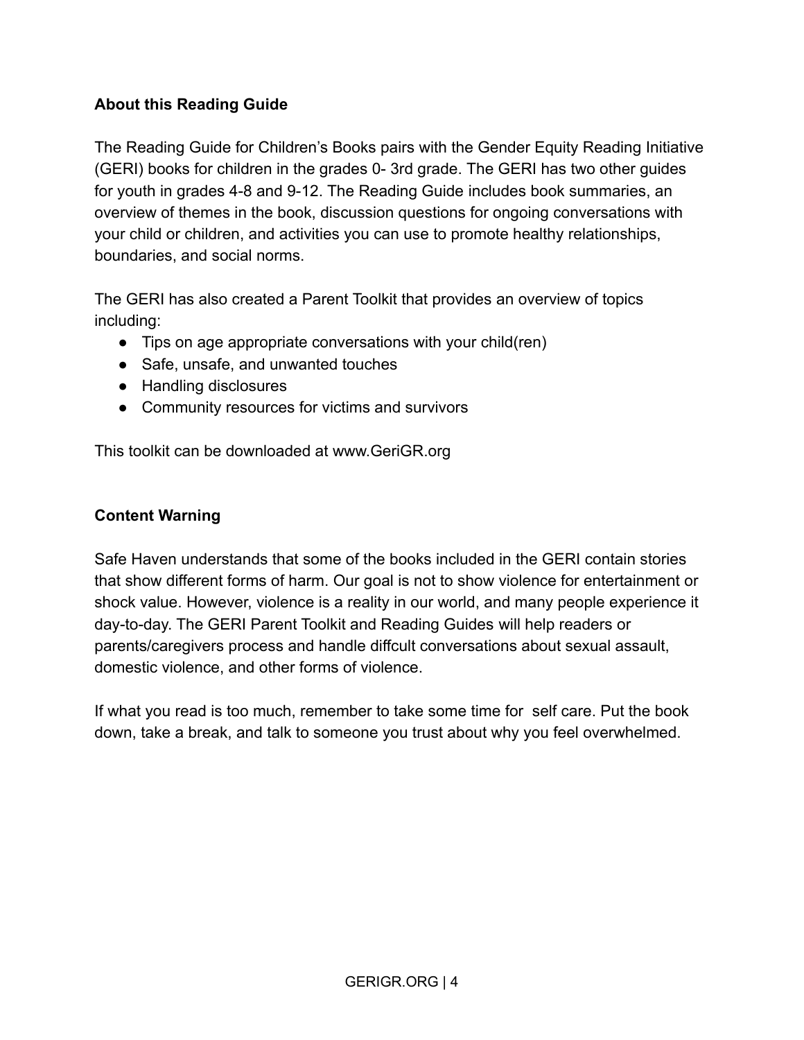## About this Reading Guide

The Reading Guide for Children's Books pairs with the Gender Equity Reading Initiative (GERI) books for children in the grades 0- 3rd grade. The GERI has two other guides for youth in grades 4-8 and 9-12. The Reading Guide includes book summaries, an overview of themes in the book, discussion questions for ongoing conversations with your child or children, and activities you can use to promote healthy relationships, boundaries, and social norms.

The GERI has also created a Parent Toolkit that provides an overview of topics including:

- Tips on age appropriate conversations with your child(ren)
- Safe, unsafe, and unwanted touches
- Handling disclosures
- Community resources for victims and survivors

This toolkit can be downloaded at www.GeriGR.org

## Content Warning

Safe Haven understands that some of the books included in the GERI contain stories that show different forms of harm. Our goal is not to show violence for entertainment or shock value. However, violence is a reality in our world, and many people experience it day-to-day. The GERI Parent Toolkit and Reading Guides will help readers or parents/caregivers process and handle diffcult conversations about sexual assault, domestic violence, and other forms of violence.

If what you read is too much, remember to take some time for self care. Put the book down, take a break, and talk to someone you trust about why you feel overwhelmed.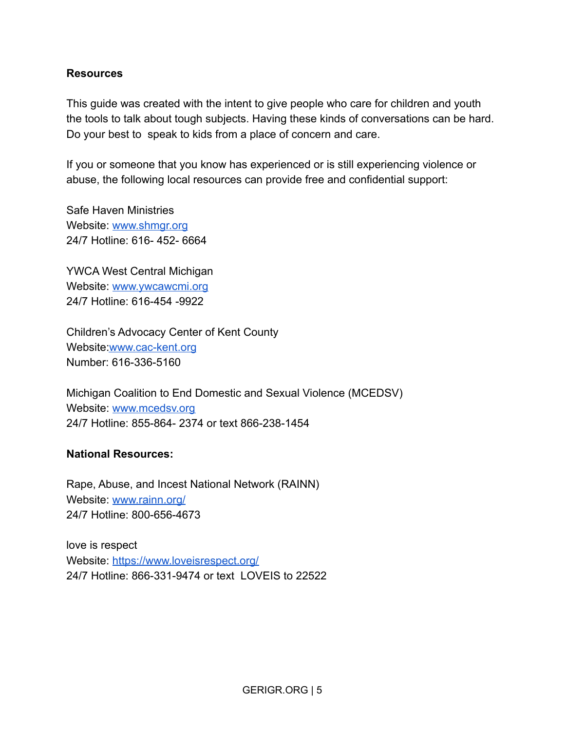**Resources**

This guide was created with the intent to give people who care for children and youth the tools to talk about tough subjects. Having these kinds of conversations can be hard. Do your best to speak to kids from a place of concern and care.

If you or someone that you know has experienced or is still experiencing violence or abuse, the following local resources can provide free and confidential support:

Safe Haven Ministries
Website: [www.shmgr.org](http://www.shmgr.org)
24/7 Hotline: 616- 452- 6664

YWCA West Central Michigan
Website: [www.ywcawcmi.org](http://www.ywcawcmi.org)
24/7 Hotline: 616-454 -9922

Children's Advocacy Center of Kent County
Website:[www.cac-kent.org](http://www.cac-kent.org)
Number: 616-336-5160

Michigan Coalition to End Domestic and Sexual Violence (MCEDSV)
Website: [www.mcedsv.org](http://www.mcedsv.org)
24/7 Hotline: 855-864- 2374 or text 866-238-1454

**National Resources:**

Rape, Abuse, and Incest National Network (RAINN)
Website: [www.rainn.org/](http://www.rainn.org/)
24/7 Hotline: 800-656-4673

love is respect
Website: [https://www.loveisrespect.org/](https://www.loveisrespect.org/)
24/7 Hotline: 866-331-9474 or text LOVEIS to 22522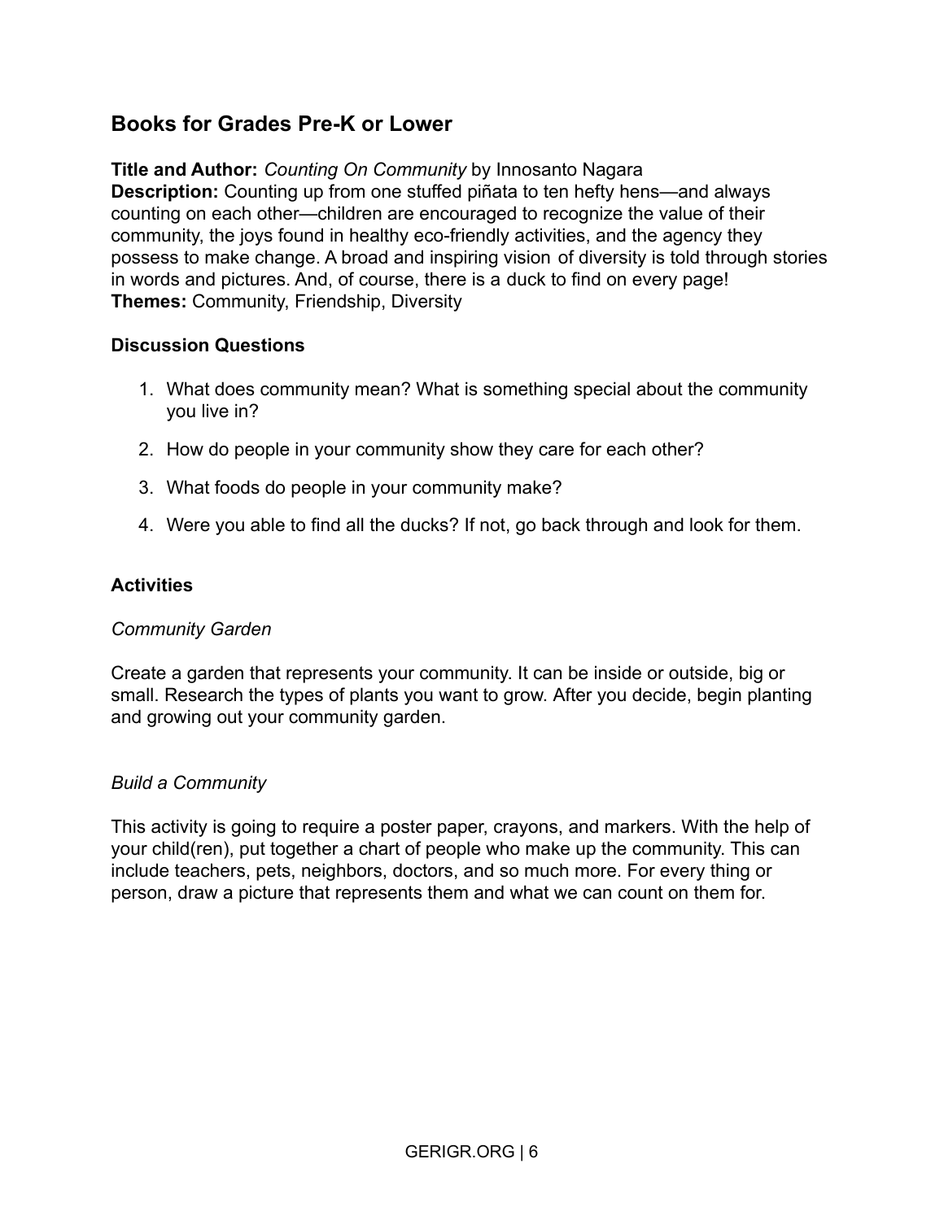## Books for Grades Pre-K or Lower

**Title and Author:** *Counting On Community* by Innosanto Nagara
**Description:** Counting up from one stuffed piñata to ten hefty hens—and always counting on each other—children are encouraged to recognize the value of their community, the joys found in healthy eco-friendly activities, and the agency they possess to make change. A broad and inspiring vision of diversity is told through stories in words and pictures. And, of course, there is a duck to find on every page!
**Themes:** Community, Friendship, Diversity

### Discussion Questions

1. What does community mean? What is something special about the community you live in?
2. How do people in your community show they care for each other?
3. What foods do people in your community make?
4. Were you able to find all the ducks? If not, go back through and look for them.

### Activities

*Community Garden*

Create a garden that represents your community. It can be inside or outside, big or small. Research the types of plants you want to grow. After you decide, begin planting and growing out your community garden.

*Build a Community*

This activity is going to require a poster paper, crayons, and markers. With the help of your child(ren), put together a chart of people who make up the community. This can include teachers, pets, neighbors, doctors, and so much more. For every thing or person, draw a picture that represents them and what we can count on them for.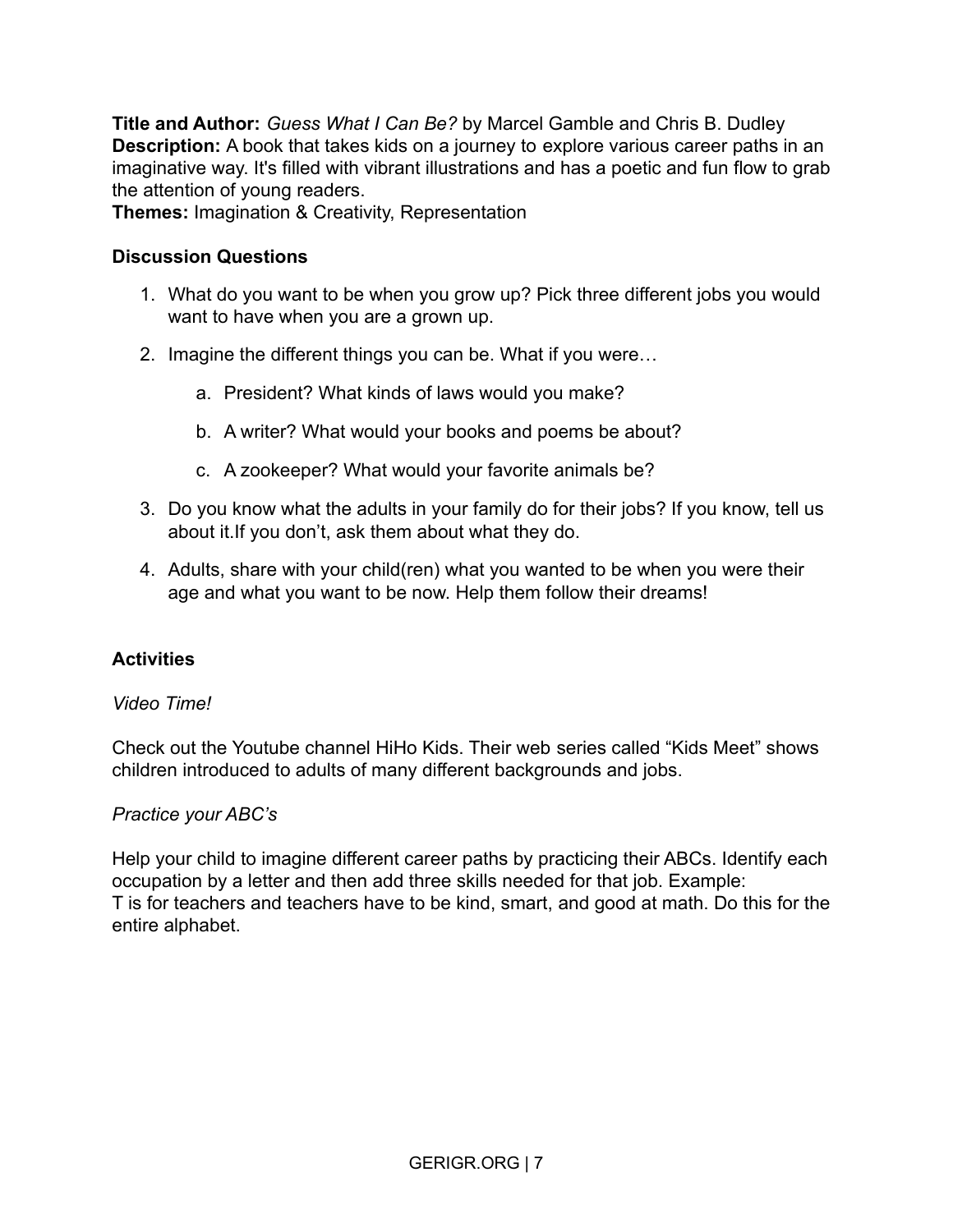**Title and Author:** *Guess What I Can Be?* by Marcel Gamble and Chris B. Dudley
**Description:** A book that takes kids on a journey to explore various career paths in an imaginative way. It's filled with vibrant illustrations and has a poetic and fun flow to grab the attention of young readers.
**Themes:** Imagination & Creativity, Representation

**Discussion Questions**

1. What do you want to be when you grow up? Pick three different jobs you would want to have when you are a grown up.
2. Imagine the different things you can be. What if you were…
   a. President? What kinds of laws would you make?
   b. A writer? What would your books and poems be about?
   c. A zookeeper? What would your favorite animals be?
3. Do you know what the adults in your family do for their jobs? If you know, tell us about it.If you don't, ask them about what they do.
4. Adults, share with your child(ren) what you wanted to be when you were their age and what you want to be now. Help them follow their dreams!

**Activities**

*Video Time!*

Check out the Youtube channel HiHo Kids. Their web series called "Kids Meet" shows children introduced to adults of many different backgrounds and jobs.

*Practice your ABC's*

Help your child to imagine different career paths by practicing their ABCs. Identify each occupation by a letter and then add three skills needed for that job. Example:
T is for teachers and teachers have to be kind, smart, and good at math. Do this for the entire alphabet.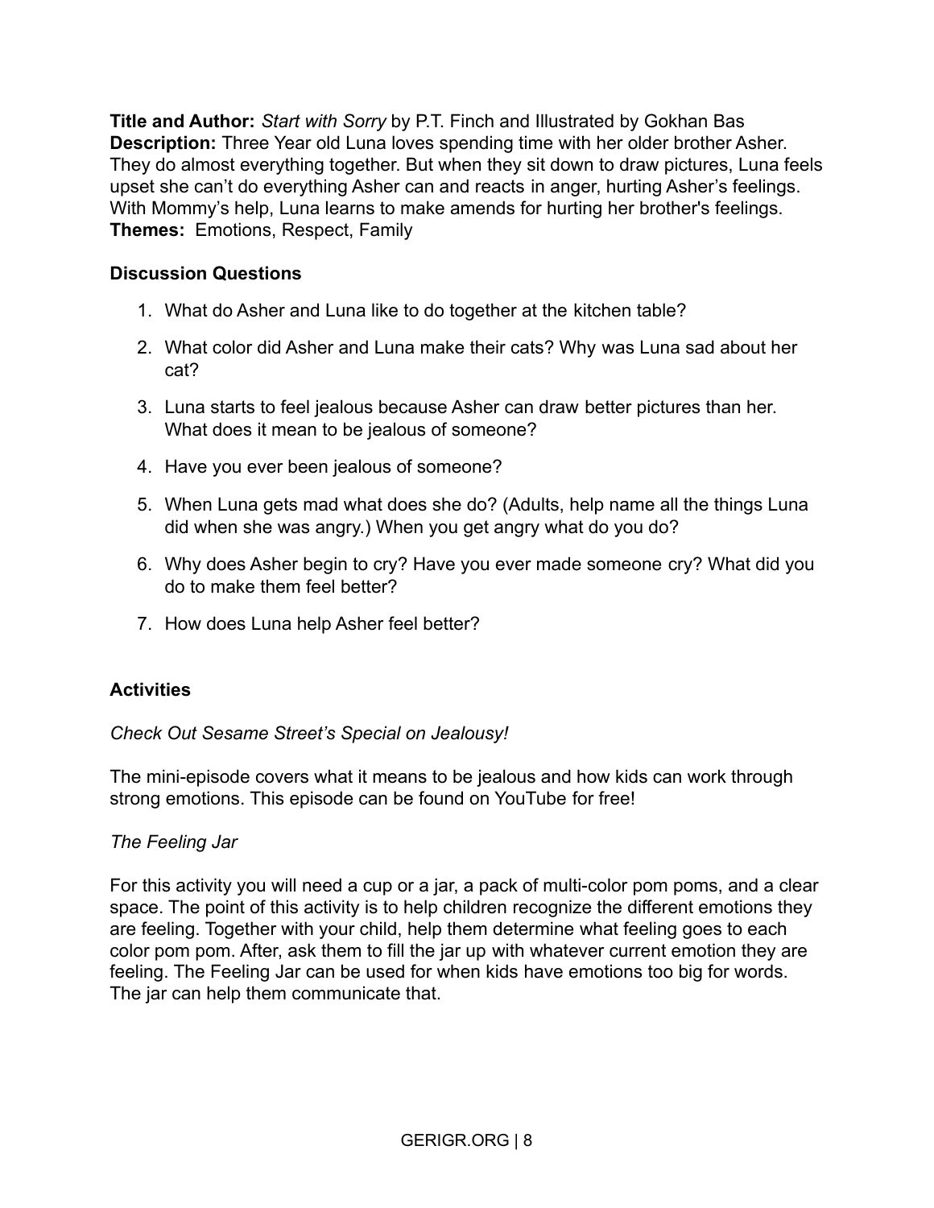**Title and Author:** *Start with Sorry* by P.T. Finch and Illustrated by Gokhan Bas
**Description:** Three Year old Luna loves spending time with her older brother Asher. They do almost everything together. But when they sit down to draw pictures, Luna feels upset she can't do everything Asher can and reacts in anger, hurting Asher's feelings. With Mommy's help, Luna learns to make amends for hurting her brother's feelings.
**Themes:** Emotions, Respect, Family

**Discussion Questions**

1. What do Asher and Luna like to do together at the kitchen table?
2. What color did Asher and Luna make their cats? Why was Luna sad about her cat?
3. Luna starts to feel jealous because Asher can draw better pictures than her. What does it mean to be jealous of someone?
4. Have you ever been jealous of someone?
5. When Luna gets mad what does she do? (Adults, help name all the things Luna did when she was angry.) When you get angry what do you do?
6. Why does Asher begin to cry? Have you ever made someone cry? What did you do to make them feel better?
7. How does Luna help Asher feel better?

**Activities**

*Check Out Sesame Street's Special on Jealousy!*

The mini-episode covers what it means to be jealous and how kids can work through strong emotions. This episode can be found on YouTube for free!

*The Feeling Jar*

For this activity you will need a cup or a jar, a pack of multi-color pom poms, and a clear space. The point of this activity is to help children recognize the different emotions they are feeling. Together with your child, help them determine what feeling goes to each color pom pom. After, ask them to fill the jar up with whatever current emotion they are feeling. The Feeling Jar can be used for when kids have emotions too big for words. The jar can help them communicate that.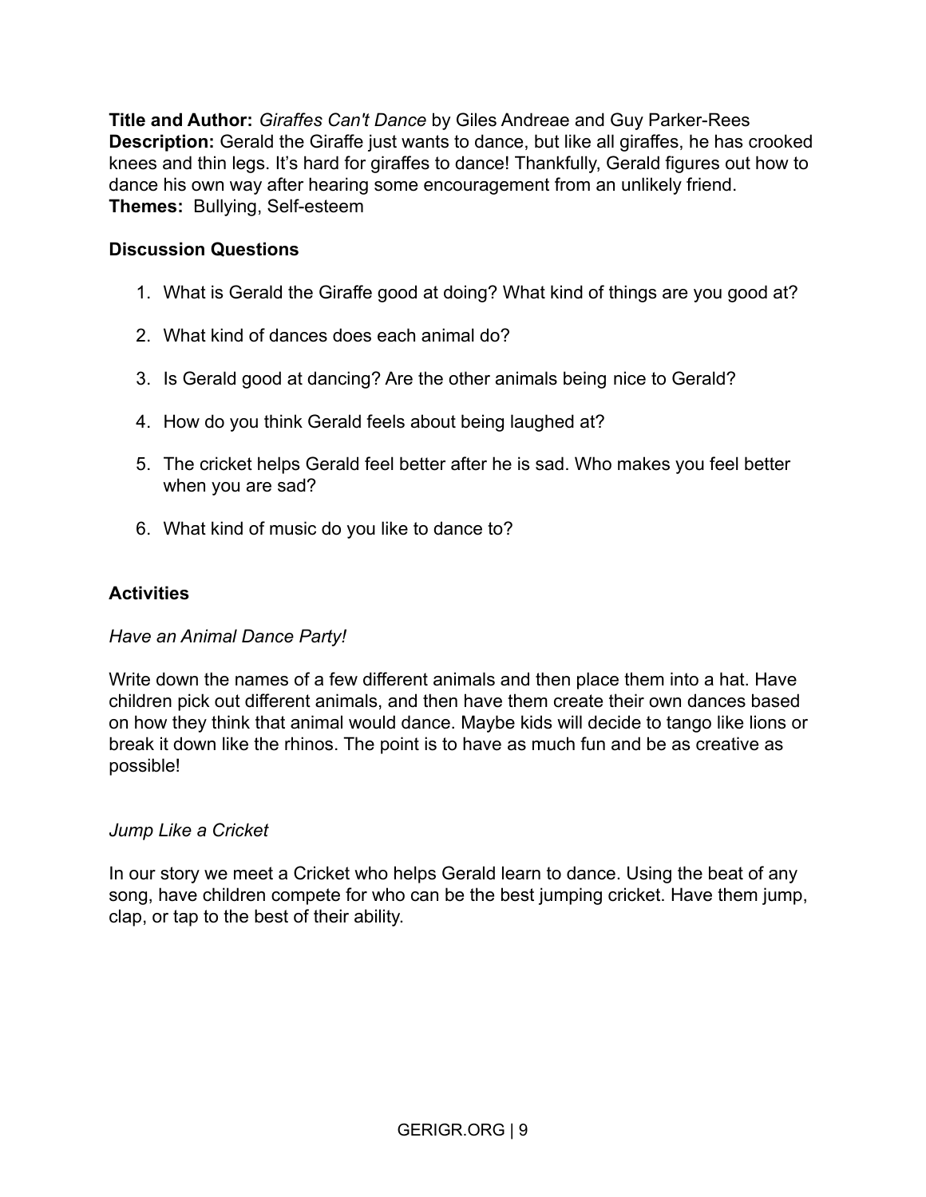**Title and Author:** *Giraffes Can't Dance* by Giles Andreae and Guy Parker-Rees
**Description:** Gerald the Giraffe just wants to dance, but like all giraffes, he has crooked knees and thin legs. It's hard for giraffes to dance! Thankfully, Gerald figures out how to dance his own way after hearing some encouragement from an unlikely friend.
**Themes:** Bullying, Self-esteem

**Discussion Questions**

1. What is Gerald the Giraffe good at doing? What kind of things are you good at?
2. What kind of dances does each animal do?
3. Is Gerald good at dancing? Are the other animals being nice to Gerald?
4. How do you think Gerald feels about being laughed at?
5. The cricket helps Gerald feel better after he is sad. Who makes you feel better when you are sad?
6. What kind of music do you like to dance to?

**Activities**

*Have an Animal Dance Party!*

Write down the names of a few different animals and then place them into a hat. Have children pick out different animals, and then have them create their own dances based on how they think that animal would dance. Maybe kids will decide to tango like lions or break it down like the rhinos. The point is to have as much fun and be as creative as possible!

*Jump Like a Cricket*

In our story we meet a Cricket who helps Gerald learn to dance. Using the beat of any song, have children compete for who can be the best jumping cricket. Have them jump, clap, or tap to the best of their ability.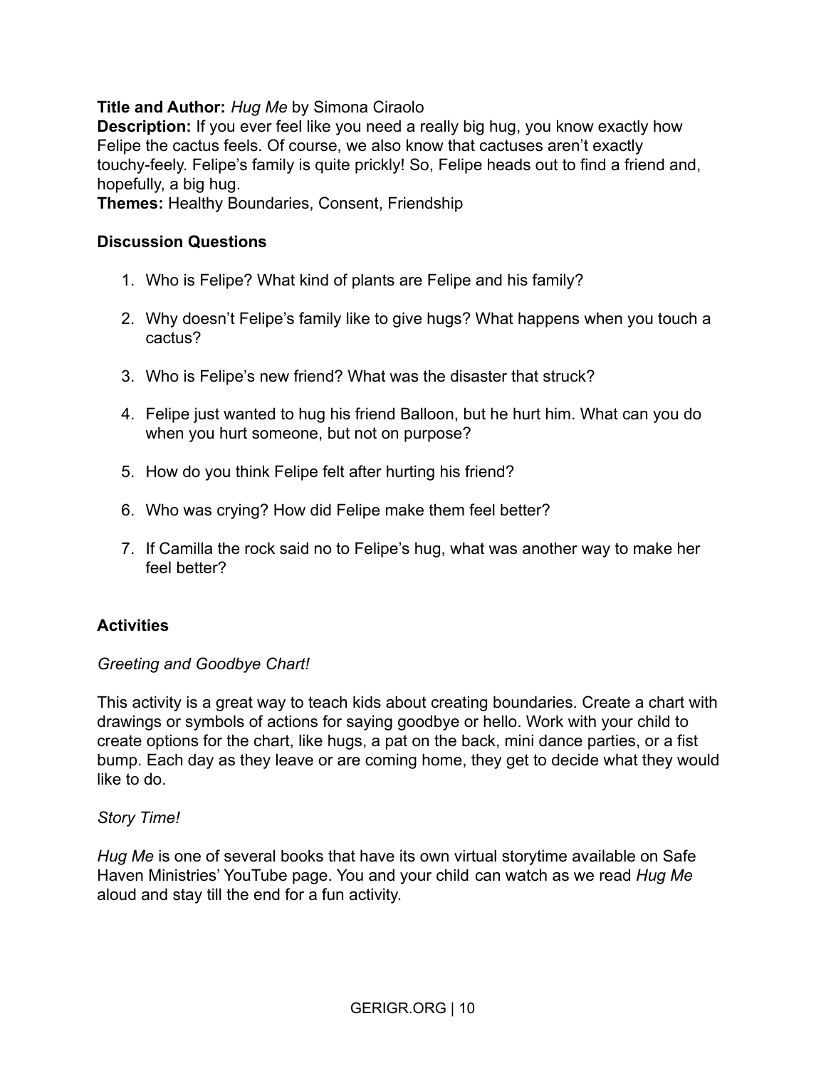**Title and Author:** *Hug Me* by Simona Ciraolo
**Description:** If you ever feel like you need a really big hug, you know exactly how Felipe the cactus feels. Of course, we also know that cactuses aren't exactly touchy-feely. Felipe's family is quite prickly! So, Felipe heads out to find a friend and, hopefully, a big hug.
**Themes:** Healthy Boundaries, Consent, Friendship

**Discussion Questions**

1. Who is Felipe? What kind of plants are Felipe and his family?

2. Why doesn't Felipe's family like to give hugs? What happens when you touch a cactus?

3. Who is Felipe's new friend? What was the disaster that struck?

4. Felipe just wanted to hug his friend Balloon, but he hurt him. What can you do when you hurt someone, but not on purpose?

5. How do you think Felipe felt after hurting his friend?

6. Who was crying? How did Felipe make them feel better?

7. If Camilla the rock said no to Felipe's hug, what was another way to make her feel better?

**Activities**

*Greeting and Goodbye Chart!*

This activity is a great way to teach kids about creating boundaries. Create a chart with drawings or symbols of actions for saying goodbye or hello. Work with your child to create options for the chart, like hugs, a pat on the back, mini dance parties, or a fist bump. Each day as they leave or are coming home, they get to decide what they would like to do.

*Story Time!*

*Hug Me* is one of several books that have its own virtual storytime available on Safe Haven Ministries' YouTube page. You and your child can watch as we read *Hug Me* aloud and stay till the end for a fun activity.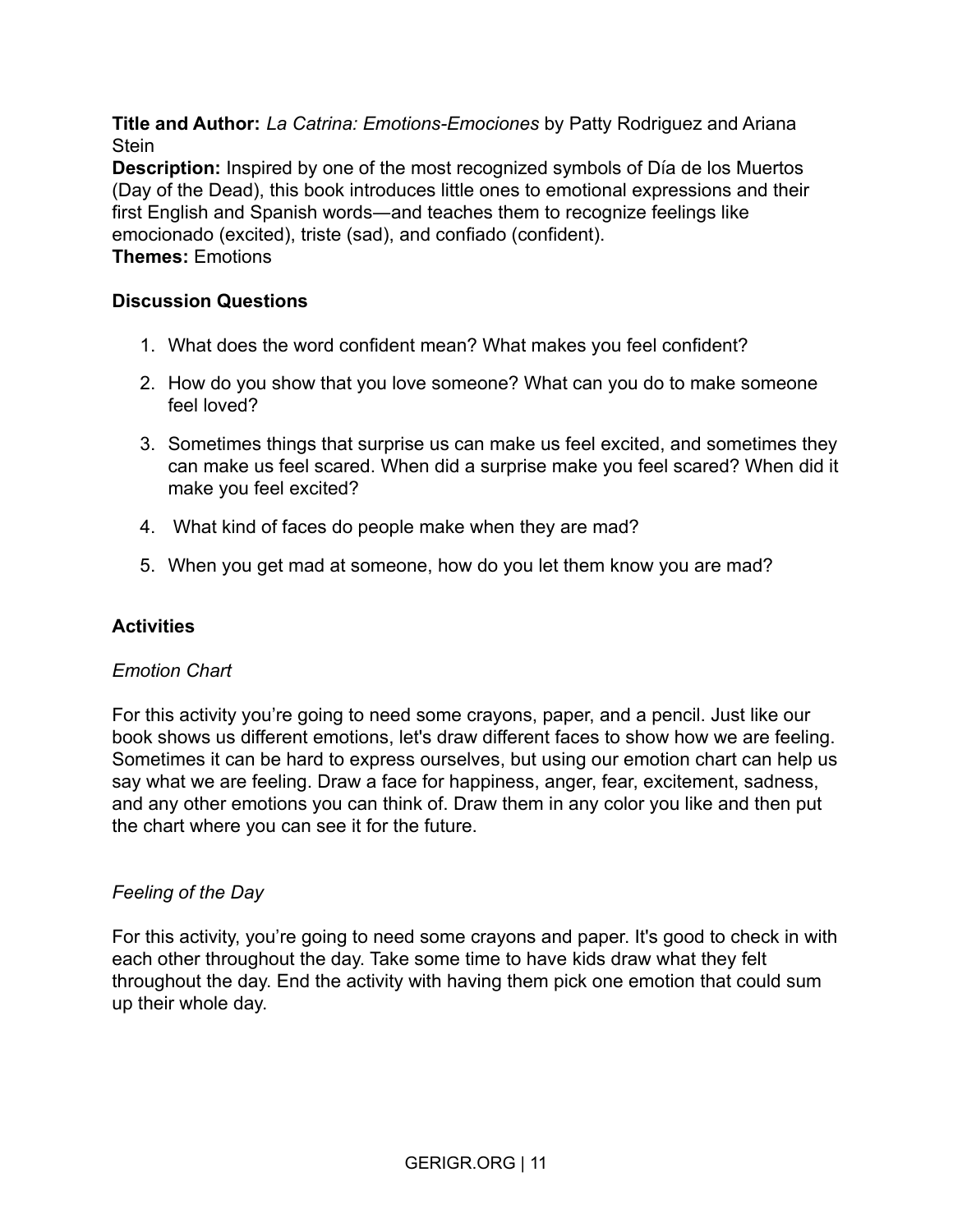**Title and Author:** *La Catrina: Emotions-Emociones* by Patty Rodriguez and Ariana Stein
**Description:** Inspired by one of the most recognized symbols of Día de los Muertos (Day of the Dead), this book introduces little ones to emotional expressions and their first English and Spanish words—and teaches them to recognize feelings like emocionado (excited), triste (sad), and confiado (confident).
**Themes:** Emotions

**Discussion Questions**

1. What does the word confident mean? What makes you feel confident?
2. How do you show that you love someone? What can you do to make someone feel loved?
3. Sometimes things that surprise us can make us feel excited, and sometimes they can make us feel scared. When did a surprise make you feel scared? When did it make you feel excited?
4. What kind of faces do people make when they are mad?
5. When you get mad at someone, how do you let them know you are mad?

**Activities**

*Emotion Chart*

For this activity you're going to need some crayons, paper, and a pencil. Just like our book shows us different emotions, let's draw different faces to show how we are feeling. Sometimes it can be hard to express ourselves, but using our emotion chart can help us say what we are feeling. Draw a face for happiness, anger, fear, excitement, sadness, and any other emotions you can think of. Draw them in any color you like and then put the chart where you can see it for the future.

*Feeling of the Day*

For this activity, you're going to need some crayons and paper. It's good to check in with each other throughout the day. Take some time to have kids draw what they felt throughout the day. End the activity with having them pick one emotion that could sum up their whole day.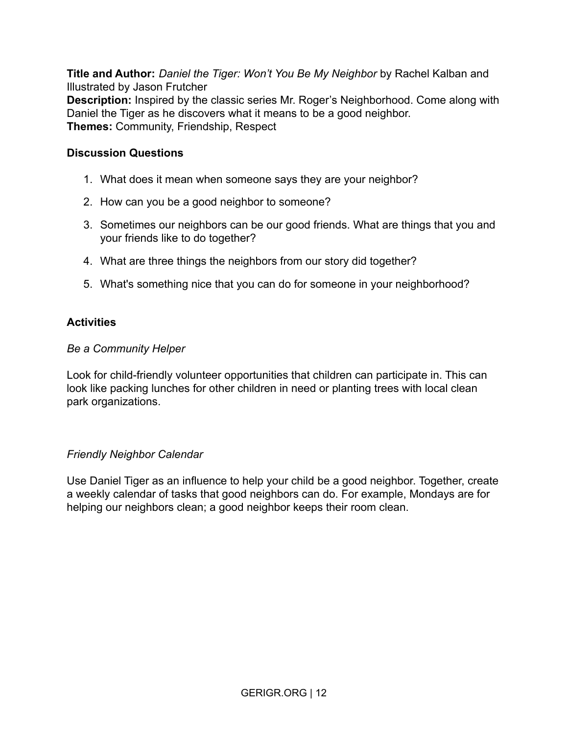**Title and Author:** *Daniel the Tiger: Won't You Be My Neighbor* by Rachel Kalban and Illustrated by Jason Frutcher
**Description:** Inspired by the classic series Mr. Roger's Neighborhood. Come along with Daniel the Tiger as he discovers what it means to be a good neighbor.
**Themes:** Community, Friendship, Respect

**Discussion Questions**

1. What does it mean when someone says they are your neighbor?
2. How can you be a good neighbor to someone?
3. Sometimes our neighbors can be our good friends. What are things that you and your friends like to do together?
4. What are three things the neighbors from our story did together?
5. What's something nice that you can do for someone in your neighborhood?

**Activities**

*Be a Community Helper*

Look for child-friendly volunteer opportunities that children can participate in. This can look like packing lunches for other children in need or planting trees with local clean park organizations.

*Friendly Neighbor Calendar*

Use Daniel Tiger as an influence to help your child be a good neighbor. Together, create a weekly calendar of tasks that good neighbors can do. For example, Mondays are for helping our neighbors clean; a good neighbor keeps their room clean.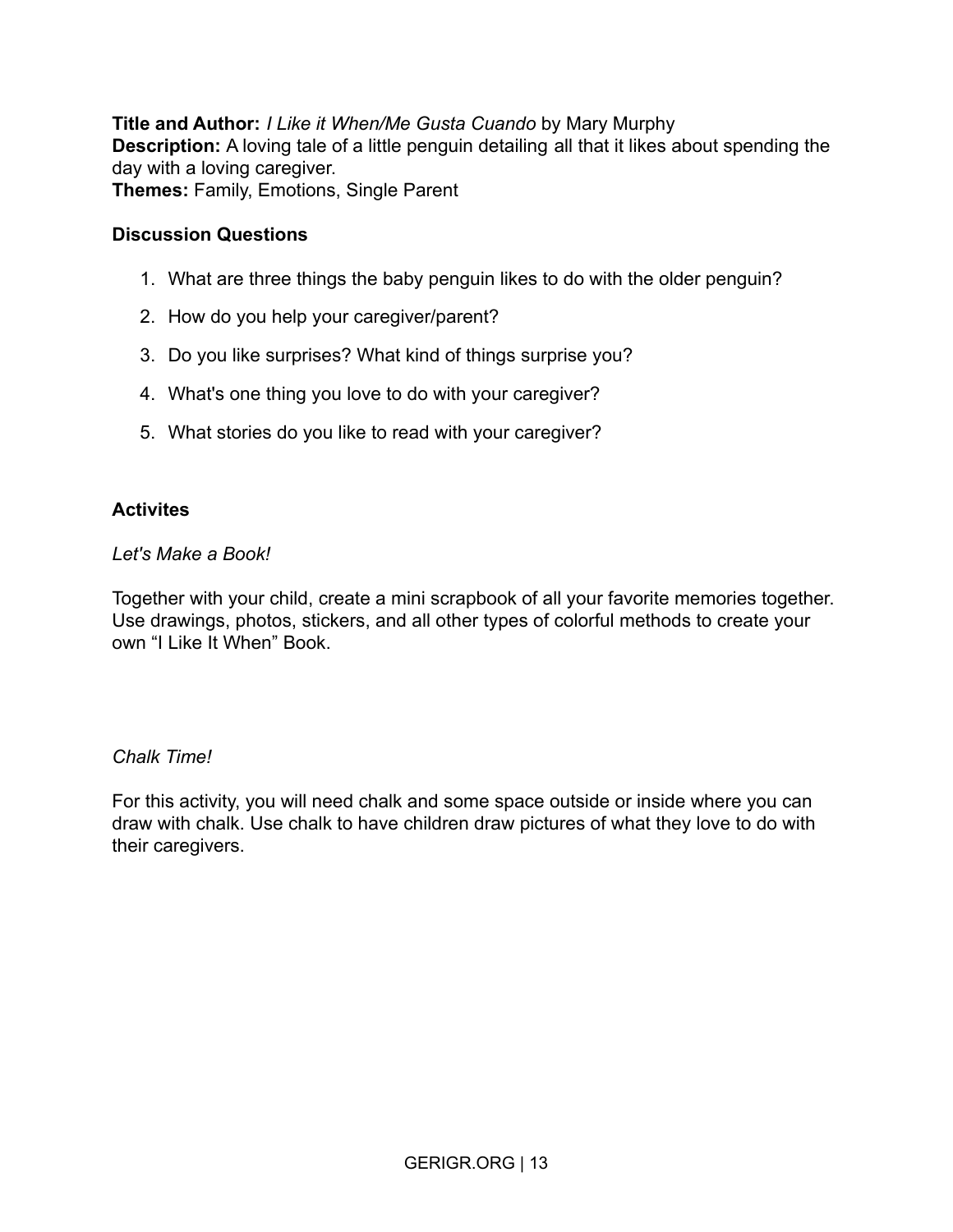**Title and Author:** *I Like it When/Me Gusta Cuando* by Mary Murphy
**Description:** A loving tale of a little penguin detailing all that it likes about spending the day with a loving caregiver.
**Themes:** Family, Emotions, Single Parent

**Discussion Questions**

1. What are three things the baby penguin likes to do with the older penguin?
2. How do you help your caregiver/parent?
3. Do you like surprises? What kind of things surprise you?
4. What's one thing you love to do with your caregiver?
5. What stories do you like to read with your caregiver?

**Activites**

*Let's Make a Book!*

Together with your child, create a mini scrapbook of all your favorite memories together. Use drawings, photos, stickers, and all other types of colorful methods to create your own "I Like It When" Book.

*Chalk Time!*

For this activity, you will need chalk and some space outside or inside where you can draw with chalk. Use chalk to have children draw pictures of what they love to do with their caregivers.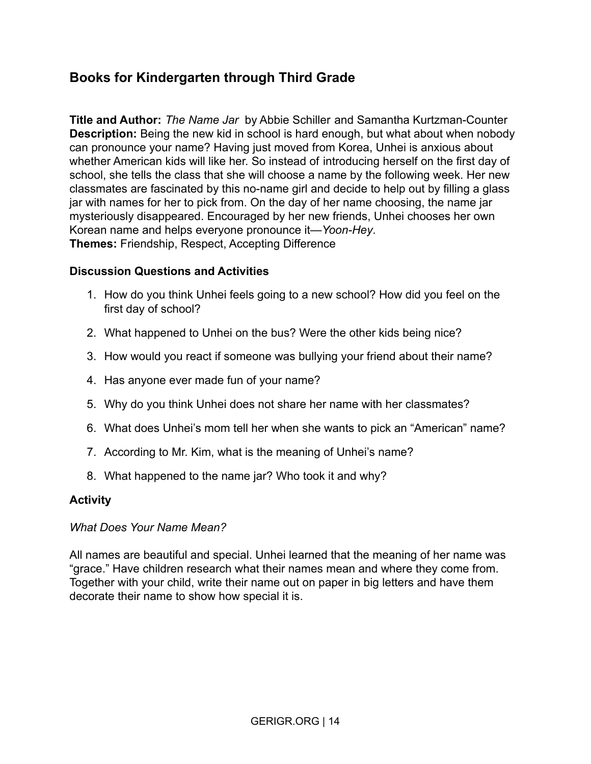## Books for Kindergarten through Third Grade

**Title and Author:** *The Name Jar* by Abbie Schiller and Samantha Kurtzman-Counter
**Description:** Being the new kid in school is hard enough, but what about when nobody can pronounce your name? Having just moved from Korea, Unhei is anxious about whether American kids will like her. So instead of introducing herself on the first day of school, she tells the class that she will choose a name by the following week. Her new classmates are fascinated by this no-name girl and decide to help out by filling a glass jar with names for her to pick from. On the day of her name choosing, the name jar mysteriously disappeared. Encouraged by her new friends, Unhei chooses her own Korean name and helps everyone pronounce it—*Yoon-Hey*.
**Themes:** Friendship, Respect, Accepting Difference

### Discussion Questions and Activities

1. How do you think Unhei feels going to a new school? How did you feel on the first day of school?
2. What happened to Unhei on the bus? Were the other kids being nice?
3. How would you react if someone was bullying your friend about their name?
4. Has anyone ever made fun of your name?
5. Why do you think Unhei does not share her name with her classmates?
6. What does Unhei's mom tell her when she wants to pick an "American" name?
7. According to Mr. Kim, what is the meaning of Unhei's name?
8. What happened to the name jar? Who took it and why?

### Activity

*What Does Your Name Mean?*

All names are beautiful and special. Unhei learned that the meaning of her name was "grace." Have children research what their names mean and where they come from. Together with your child, write their name out on paper in big letters and have them decorate their name to show how special it is.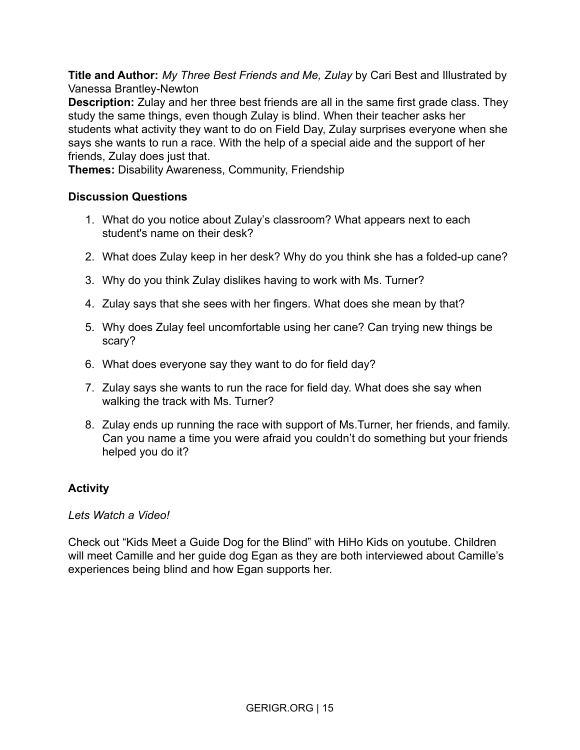**Title and Author:** *My Three Best Friends and Me, Zulay* by Cari Best and Illustrated by Vanessa Brantley-Newton

**Description:** Zulay and her three best friends are all in the same first grade class. They study the same things, even though Zulay is blind. When their teacher asks her students what activity they want to do on Field Day, Zulay surprises everyone when she says she wants to run a race. With the help of a special aide and the support of her friends, Zulay does just that.

**Themes:** Disability Awareness, Community, Friendship

**Discussion Questions**

1. What do you notice about Zulay's classroom? What appears next to each student's name on their desk?
2. What does Zulay keep in her desk? Why do you think she has a folded-up cane?
3. Why do you think Zulay dislikes having to work with Ms. Turner?
4. Zulay says that she sees with her fingers. What does she mean by that?
5. Why does Zulay feel uncomfortable using her cane? Can trying new things be scary?
6. What does everyone say they want to do for field day?
7. Zulay says she wants to run the race for field day. What does she say when walking the track with Ms. Turner?
8. Zulay ends up running the race with support of Ms.Turner, her friends, and family. Can you name a time you were afraid you couldn't do something but your friends helped you do it?

**Activity**

*Lets Watch a Video!*

Check out "Kids Meet a Guide Dog for the Blind" with HiHo Kids on youtube. Children will meet Camille and her guide dog Egan as they are both interviewed about Camille's experiences being blind and how Egan supports her.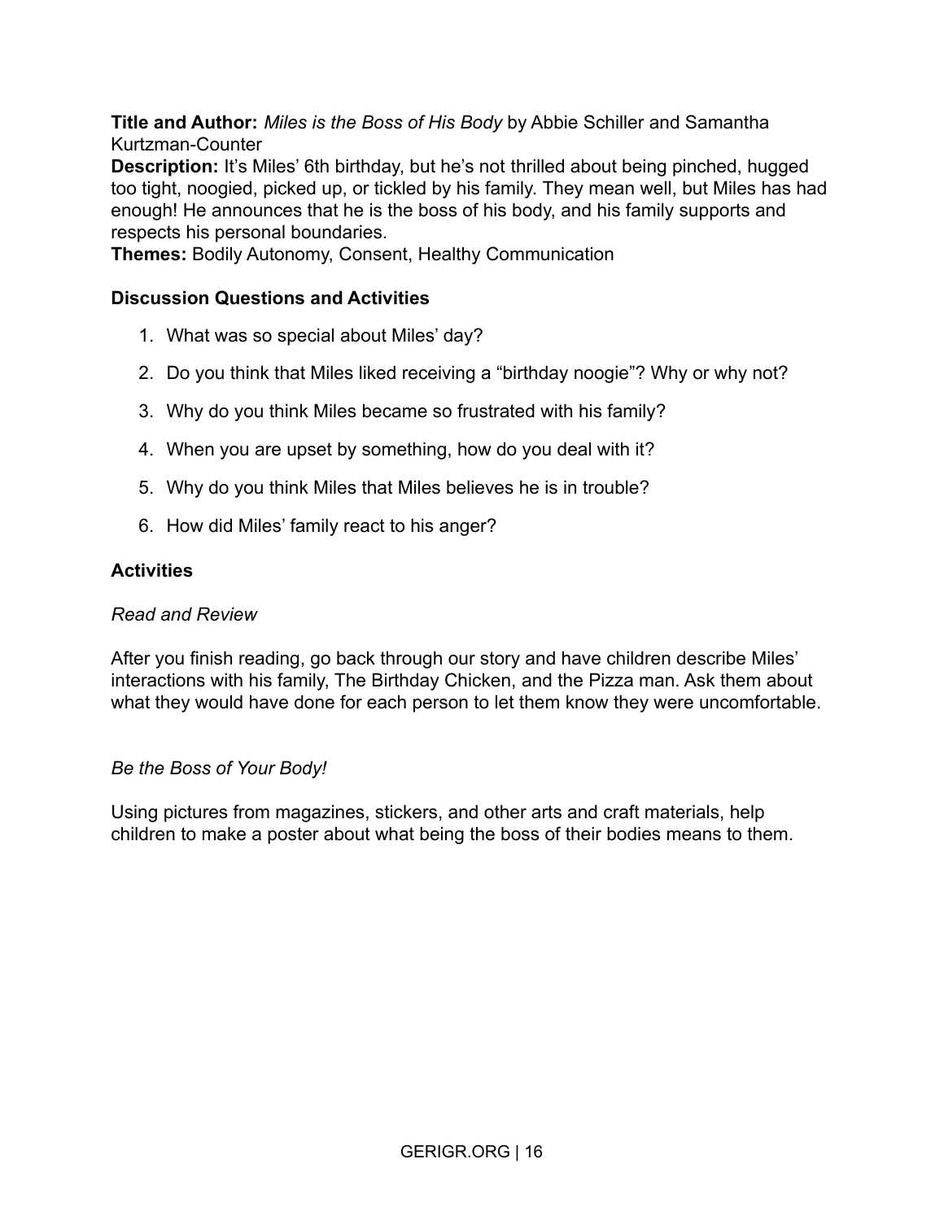**Title and Author:** *Miles is the Boss of His Body* by Abbie Schiller and Samantha Kurtzman-Counter

**Description:** It's Miles' 6th birthday, but he's not thrilled about being pinched, hugged too tight, noogied, picked up, or tickled by his family. They mean well, but Miles has had enough! He announces that he is the boss of his body, and his family supports and respects his personal boundaries.

**Themes:** Bodily Autonomy, Consent, Healthy Communication

### Discussion Questions and Activities

1. What was so special about Miles' day?
2. Do you think that Miles liked receiving a "birthday noogie"? Why or why not?
3. Why do you think Miles became so frustrated with his family?
4. When you are upset by something, how do you deal with it?
5. Why do you think Miles that Miles believes he is in trouble?
6. How did Miles' family react to his anger?

### Activities

*Read and Review*

After you finish reading, go back through our story and have children describe Miles' interactions with his family, The Birthday Chicken, and the Pizza man. Ask them about what they would have done for each person to let them know they were uncomfortable.

*Be the Boss of Your Body!*

Using pictures from magazines, stickers, and other arts and craft materials, help children to make a poster about what being the boss of their bodies means to them.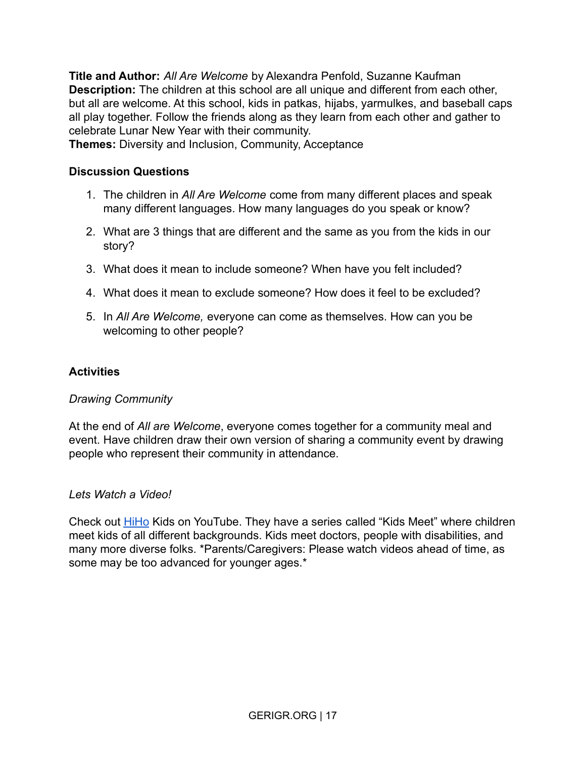**Title and Author:** *All Are Welcome* by Alexandra Penfold, Suzanne Kaufman
**Description:** The children at this school are all unique and different from each other, but all are welcome. At this school, kids in patkas, hijabs, yarmulkes, and baseball caps all play together. Follow the friends along as they learn from each other and gather to celebrate Lunar New Year with their community.
**Themes:** Diversity and Inclusion, Community, Acceptance

**Discussion Questions**

1. The children in *All Are Welcome* come from many different places and speak many different languages. How many languages do you speak or know?
2. What are 3 things that are different and the same as you from the kids in our story?
3. What does it mean to include someone? When have you felt included?
4. What does it mean to exclude someone? How does it feel to be excluded?
5. In *All Are Welcome,* everyone can come as themselves. How can you be welcoming to other people?

**Activities**

*Drawing Community*

At the end of *All are Welcome*, everyone comes together for a community meal and event. Have children draw their own version of sharing a community event by drawing people who represent their community in attendance.

*Lets Watch a Video!*

Check out HiHo Kids on YouTube. They have a series called "Kids Meet" where children meet kids of all different backgrounds. Kids meet doctors, people with disabilities, and many more diverse folks. *Parents/Caregivers: Please watch videos ahead of time, as some may be too advanced for younger ages.*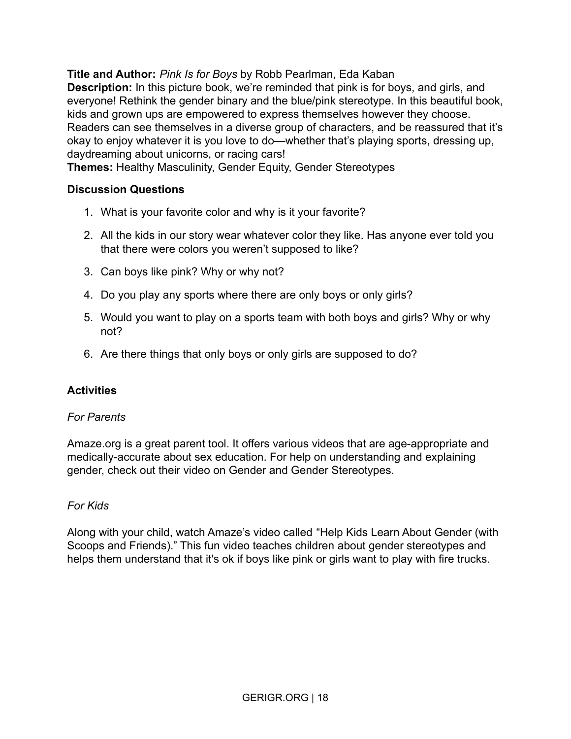**Title and Author:** *Pink Is for Boys* by Robb Pearlman, Eda Kaban

**Description:** In this picture book, we're reminded that pink is for boys, and girls, and everyone! Rethink the gender binary and the blue/pink stereotype. In this beautiful book, kids and grown ups are empowered to express themselves however they choose. Readers can see themselves in a diverse group of characters, and be reassured that it's okay to enjoy whatever it is you love to do—whether that's playing sports, dressing up, daydreaming about unicorns, or racing cars!

**Themes:** Healthy Masculinity, Gender Equity, Gender Stereotypes

### Discussion Questions

1. What is your favorite color and why is it your favorite?
2. All the kids in our story wear whatever color they like. Has anyone ever told you that there were colors you weren't supposed to like?
3. Can boys like pink? Why or why not?
4. Do you play any sports where there are only boys or only girls?
5. Would you want to play on a sports team with both boys and girls? Why or why not?
6. Are there things that only boys or only girls are supposed to do?

### Activities

*For Parents*

Amaze.org is a great parent tool. It offers various videos that are age-appropriate and medically-accurate about sex education. For help on understanding and explaining gender, check out their video on Gender and Gender Stereotypes.

*For Kids*

Along with your child, watch Amaze's video called "Help Kids Learn About Gender (with Scoops and Friends)." This fun video teaches children about gender stereotypes and helps them understand that it's ok if boys like pink or girls want to play with fire trucks.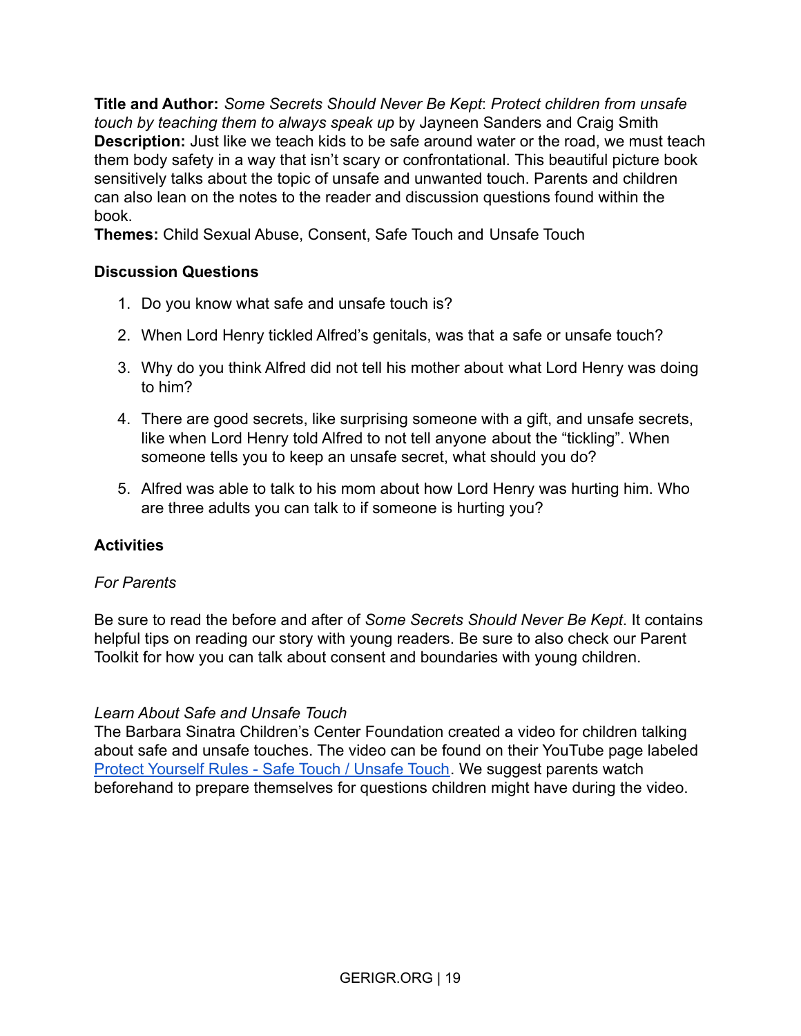**Title and Author:** *Some Secrets Should Never Be Kept*: *Protect children from unsafe touch by teaching them to always speak up* by Jayneen Sanders and Craig Smith
**Description:** Just like we teach kids to be safe around water or the road, we must teach them body safety in a way that isn't scary or confrontational. This beautiful picture book sensitively talks about the topic of unsafe and unwanted touch. Parents and children can also lean on the notes to the reader and discussion questions found within the book.
**Themes:** Child Sexual Abuse, Consent, Safe Touch and Unsafe Touch

### Discussion Questions

1. Do you know what safe and unsafe touch is?
2. When Lord Henry tickled Alfred's genitals, was that a safe or unsafe touch?
3. Why do you think Alfred did not tell his mother about what Lord Henry was doing to him?
4. There are good secrets, like surprising someone with a gift, and unsafe secrets, like when Lord Henry told Alfred to not tell anyone about the "tickling". When someone tells you to keep an unsafe secret, what should you do?
5. Alfred was able to talk to his mom about how Lord Henry was hurting him. Who are three adults you can talk to if someone is hurting you?

### Activities

*For Parents*

Be sure to read the before and after of *Some Secrets Should Never Be Kept*. It contains helpful tips on reading our story with young readers. Be sure to also check our Parent Toolkit for how you can talk about consent and boundaries with young children.

*Learn About Safe and Unsafe Touch*
The Barbara Sinatra Children's Center Foundation created a video for children talking about safe and unsafe touches. The video can be found on their YouTube page labeled Protect Yourself Rules - Safe Touch / Unsafe Touch. We suggest parents watch beforehand to prepare themselves for questions children might have during the video.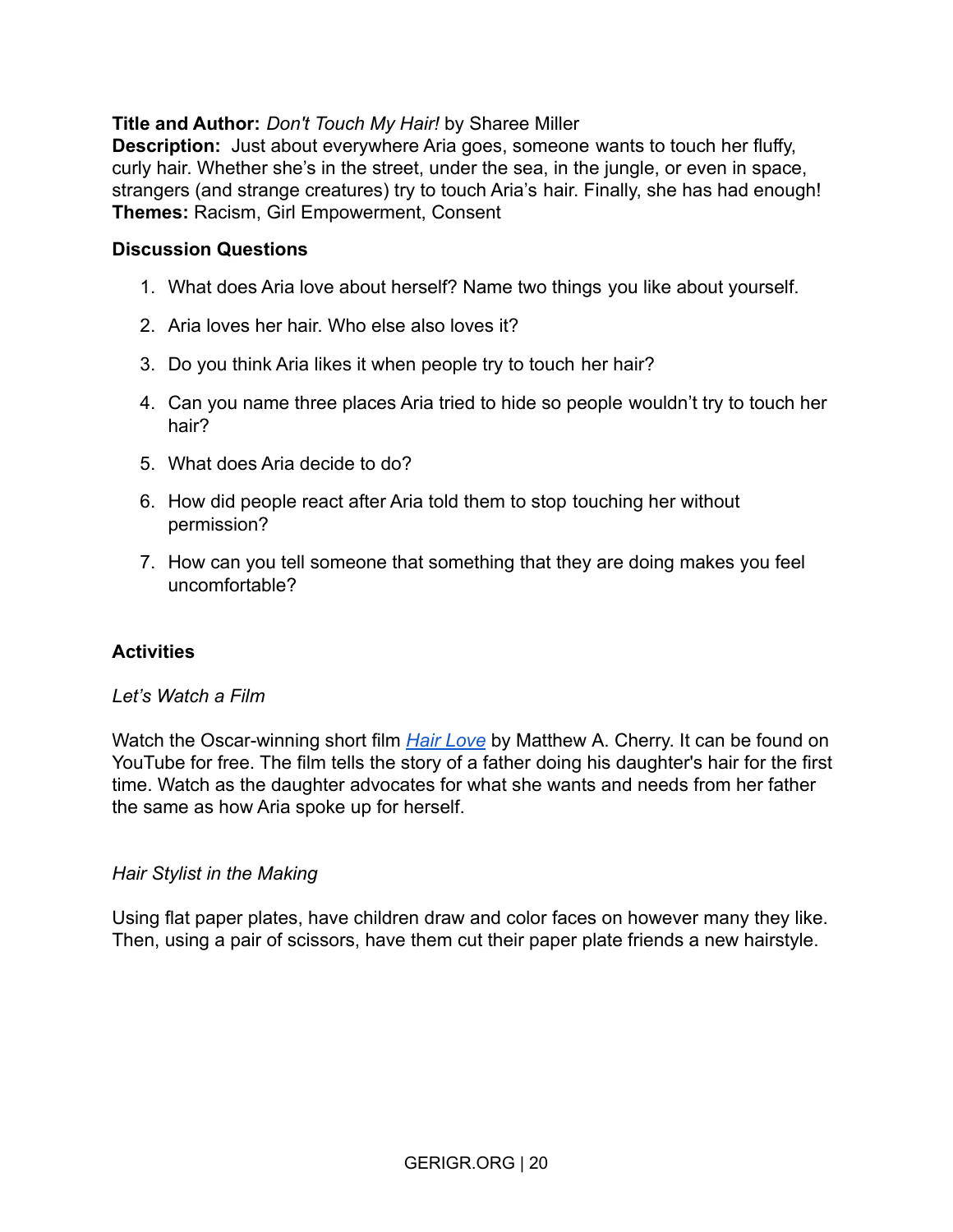**Title and Author:** *Don't Touch My Hair!* by Sharee Miller
**Description:** Just about everywhere Aria goes, someone wants to touch her fluffy, curly hair. Whether she's in the street, under the sea, in the jungle, or even in space, strangers (and strange creatures) try to touch Aria's hair. Finally, she has had enough!
**Themes:** Racism, Girl Empowerment, Consent

**Discussion Questions**

1. What does Aria love about herself? Name two things you like about yourself.
2. Aria loves her hair. Who else also loves it?
3. Do you think Aria likes it when people try to touch her hair?
4. Can you name three places Aria tried to hide so people wouldn't try to touch her hair?
5. What does Aria decide to do?
6. How did people react after Aria told them to stop touching her without permission?
7. How can you tell someone that something that they are doing makes you feel uncomfortable?

**Activities**

*Let's Watch a Film*

Watch the Oscar-winning short film [Hair Love]() by Matthew A. Cherry. It can be found on YouTube for free. The film tells the story of a father doing his daughter's hair for the first time. Watch as the daughter advocates for what she wants and needs from her father the same as how Aria spoke up for herself.

*Hair Stylist in the Making*

Using flat paper plates, have children draw and color faces on however many they like. Then, using a pair of scissors, have them cut their paper plate friends a new hairstyle.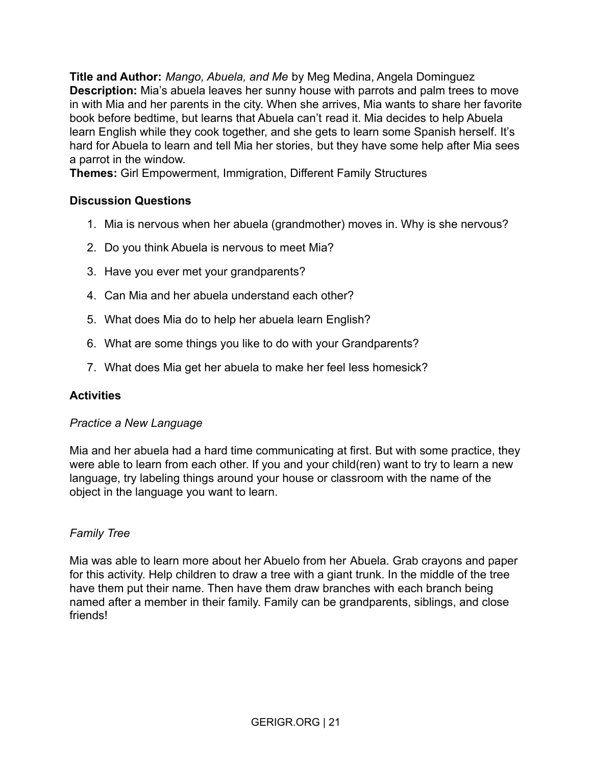**Title and Author:** *Mango, Abuela, and Me* by Meg Medina, Angela Dominguez
**Description:** Mia's abuela leaves her sunny house with parrots and palm trees to move in with Mia and her parents in the city. When she arrives, Mia wants to share her favorite book before bedtime, but learns that Abuela can't read it. Mia decides to help Abuela learn English while they cook together, and she gets to learn some Spanish herself. It's hard for Abuela to learn and tell Mia her stories, but they have some help after Mia sees a parrot in the window.
**Themes:** Girl Empowerment, Immigration, Different Family Structures

### Discussion Questions

1. Mia is nervous when her abuela (grandmother) moves in. Why is she nervous?
2. Do you think Abuela is nervous to meet Mia?
3. Have you ever met your grandparents?
4. Can Mia and her abuela understand each other?
5. What does Mia do to help her abuela learn English?
6. What are some things you like to do with your Grandparents?
7. What does Mia get her abuela to make her feel less homesick?

### Activities

*Practice a New Language*

Mia and her abuela had a hard time communicating at first. But with some practice, they were able to learn from each other. If you and your child(ren) want to try to learn a new language, try labeling things around your house or classroom with the name of the object in the language you want to learn.

*Family Tree*

Mia was able to learn more about her Abuelo from her Abuela. Grab crayons and paper for this activity. Help children to draw a tree with a giant trunk. In the middle of the tree have them put their name. Then have them draw branches with each branch being named after a member in their family. Family can be grandparents, siblings, and close friends!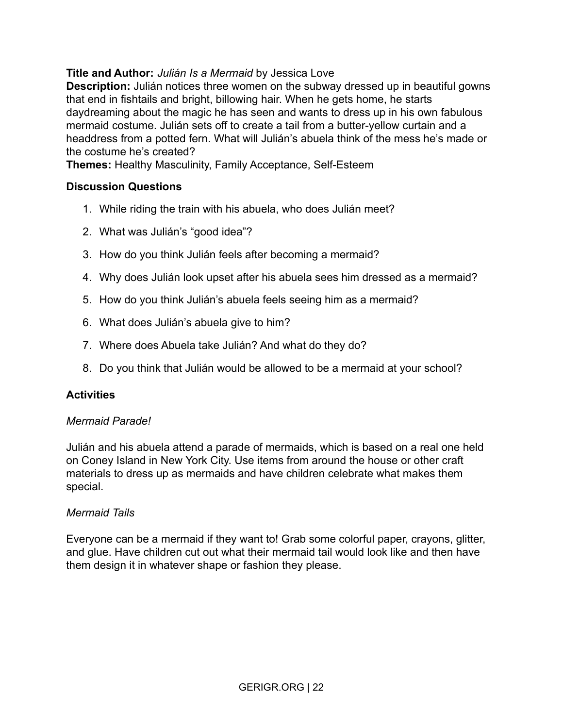**Title and Author:** *Julián Is a Mermaid* by Jessica Love
**Description:** Julián notices three women on the subway dressed up in beautiful gowns that end in fishtails and bright, billowing hair. When he gets home, he starts daydreaming about the magic he has seen and wants to dress up in his own fabulous mermaid costume. Julián sets off to create a tail from a butter-yellow curtain and a headdress from a potted fern. What will Julián's abuela think of the mess he's made or the costume he's created?
**Themes:** Healthy Masculinity, Family Acceptance, Self-Esteem

### Discussion Questions

1. While riding the train with his abuela, who does Julián meet?
2. What was Julián's "good idea"?
3. How do you think Julián feels after becoming a mermaid?
4. Why does Julián look upset after his abuela sees him dressed as a mermaid?
5. How do you think Julián's abuela feels seeing him as a mermaid?
6. What does Julián's abuela give to him?
7. Where does Abuela take Julián? And what do they do?
8. Do you think that Julián would be allowed to be a mermaid at your school?

### Activities

*Mermaid Parade!*

Julián and his abuela attend a parade of mermaids, which is based on a real one held on Coney Island in New York City. Use items from around the house or other craft materials to dress up as mermaids and have children celebrate what makes them special.

*Mermaid Tails*

Everyone can be a mermaid if they want to! Grab some colorful paper, crayons, glitter, and glue. Have children cut out what their mermaid tail would look like and then have them design it in whatever shape or fashion they please.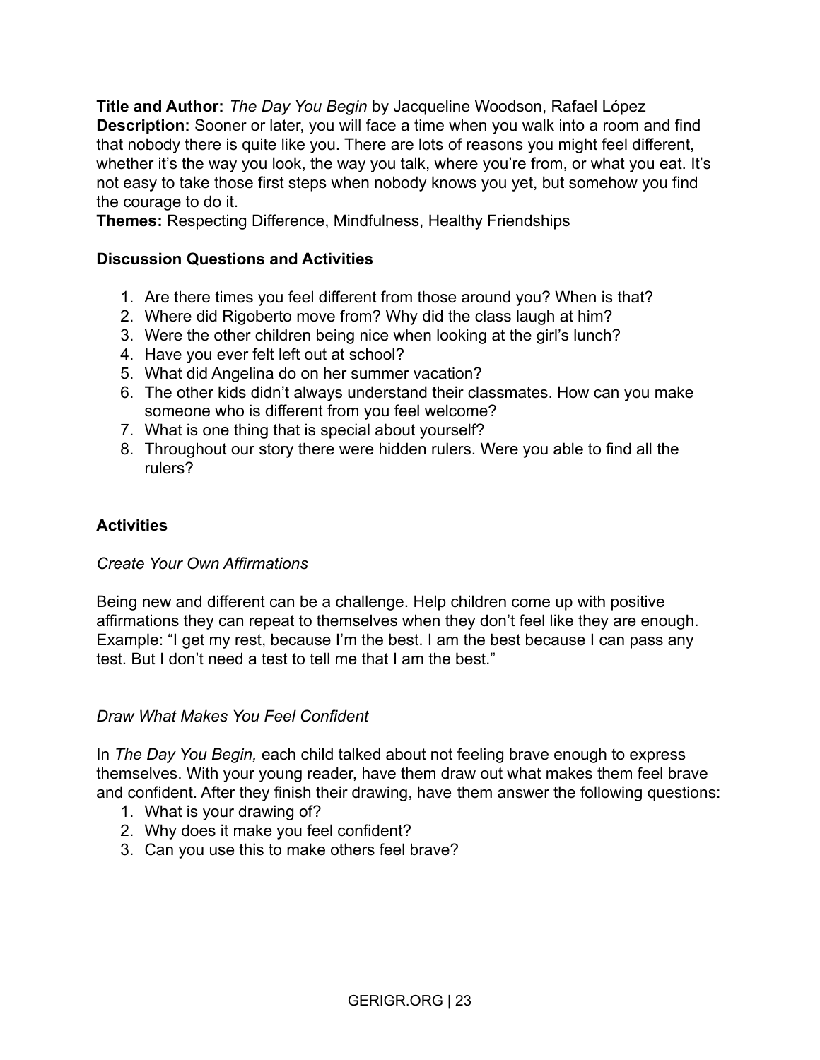**Title and Author:** *The Day You Begin* by Jacqueline Woodson, Rafael López
**Description:** Sooner or later, you will face a time when you walk into a room and find that nobody there is quite like you. There are lots of reasons you might feel different, whether it's the way you look, the way you talk, where you're from, or what you eat. It's not easy to take those first steps when nobody knows you yet, but somehow you find the courage to do it.
**Themes:** Respecting Difference, Mindfulness, Healthy Friendships

**Discussion Questions and Activities**

1. Are there times you feel different from those around you? When is that?
2. Where did Rigoberto move from? Why did the class laugh at him?
3. Were the other children being nice when looking at the girl's lunch?
4. Have you ever felt left out at school?
5. What did Angelina do on her summer vacation?
6. The other kids didn't always understand their classmates. How can you make someone who is different from you feel welcome?
7. What is one thing that is special about yourself?
8. Throughout our story there were hidden rulers. Were you able to find all the rulers?

**Activities**

*Create Your Own Affirmations*

Being new and different can be a challenge. Help children come up with positive affirmations they can repeat to themselves when they don't feel like they are enough. Example: "I get my rest, because I'm the best. I am the best because I can pass any test. But I don't need a test to tell me that I am the best."

*Draw What Makes You Feel Confident*

In *The Day You Begin,* each child talked about not feeling brave enough to express themselves. With your young reader, have them draw out what makes them feel brave and confident. After they finish their drawing, have them answer the following questions:

1. What is your drawing of?
2. Why does it make you feel confident?
3. Can you use this to make others feel brave?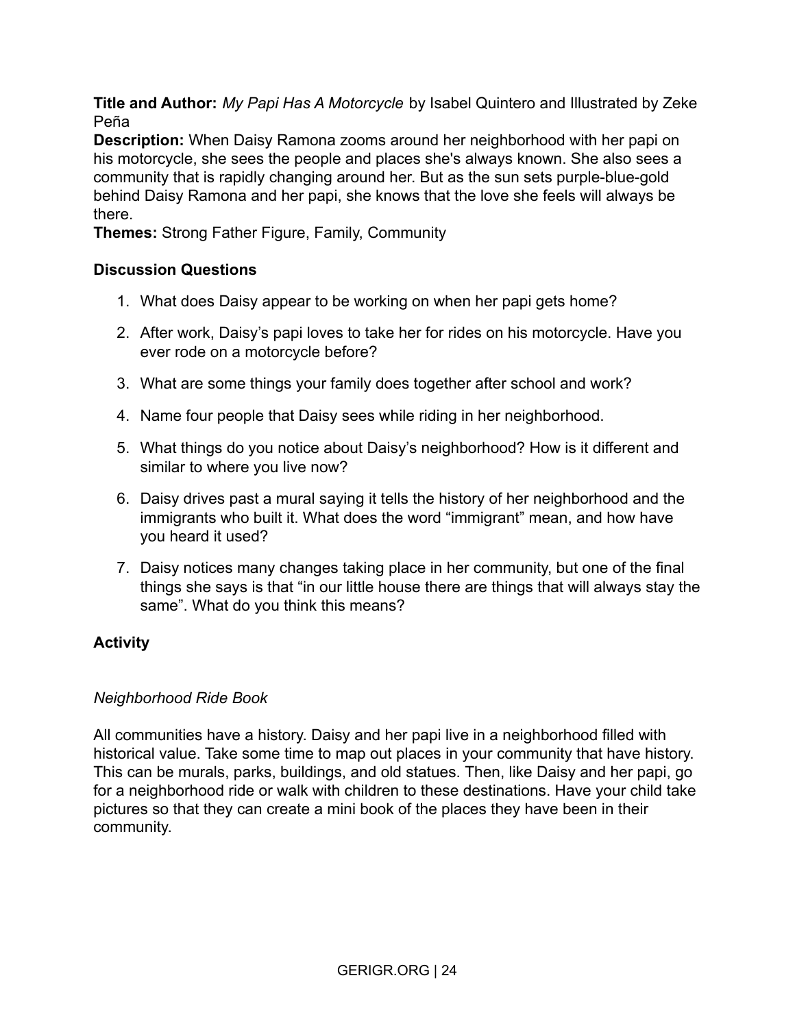**Title and Author:** *My Papi Has A Motorcycle* by Isabel Quintero and Illustrated by Zeke Peña

**Description:** When Daisy Ramona zooms around her neighborhood with her papi on his motorcycle, she sees the people and places she's always known. She also sees a community that is rapidly changing around her. But as the sun sets purple-blue-gold behind Daisy Ramona and her papi, she knows that the love she feels will always be there.

**Themes:** Strong Father Figure, Family, Community

## Discussion Questions

1. What does Daisy appear to be working on when her papi gets home?
2. After work, Daisy's papi loves to take her for rides on his motorcycle. Have you ever rode on a motorcycle before?
3. What are some things your family does together after school and work?
4. Name four people that Daisy sees while riding in her neighborhood.
5. What things do you notice about Daisy's neighborhood? How is it different and similar to where you live now?
6. Daisy drives past a mural saying it tells the history of her neighborhood and the immigrants who built it. What does the word "immigrant" mean, and how have you heard it used?
7. Daisy notices many changes taking place in her community, but one of the final things she says is that "in our little house there are things that will always stay the same". What do you think this means?

## Activity

*Neighborhood Ride Book*

All communities have a history. Daisy and her papi live in a neighborhood filled with historical value. Take some time to map out places in your community that have history. This can be murals, parks, buildings, and old statues. Then, like Daisy and her papi, go for a neighborhood ride or walk with children to these destinations. Have your child take pictures so that they can create a mini book of the places they have been in their community.